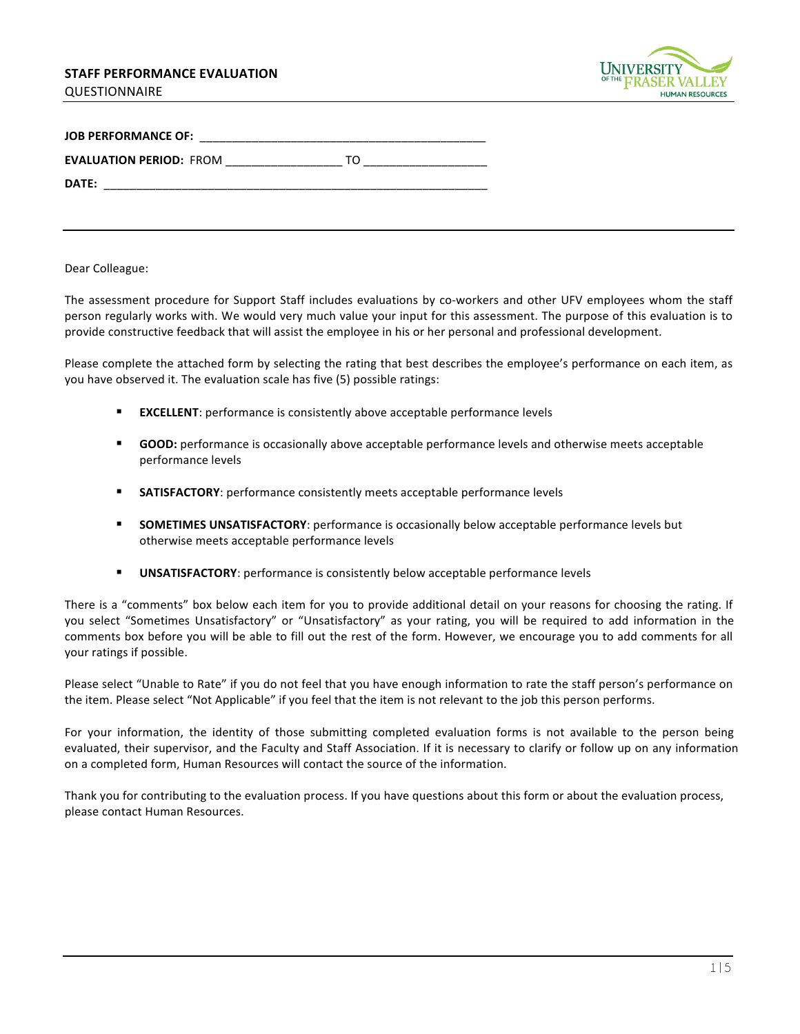# STAFF PERFORMANCE EVALUATION

QUESTIONNAIRE

UNIVERSITY OF THE FRASER VALLEY HUMAN RESOURCES

**JOB PERFORMANCE OF:** ____________________________________________

**EVALUATION PERIOD:** FROM _________________ TO __________________

**DATE:** ____________________________________________________________

---

Dear Colleague:

The assessment procedure for Support Staff includes evaluations by co-workers and other UFV employees whom the staff person regularly works with. We would very much value your input for this assessment. The purpose of this evaluation is to provide constructive feedback that will assist the employee in his or her personal and professional development.

Please complete the attached form by selecting the rating that best describes the employee's performance on each item, as you have observed it. The evaluation scale has five (5) possible ratings:

- **EXCELLENT**: performance is consistently above acceptable performance levels
- **GOOD:** performance is occasionally above acceptable performance levels and otherwise meets acceptable performance levels
- **SATISFACTORY**: performance consistently meets acceptable performance levels
- **SOMETIMES UNSATISFACTORY**: performance is occasionally below acceptable performance levels but otherwise meets acceptable performance levels
- **UNSATISFACTORY**: performance is consistently below acceptable performance levels

There is a "comments" box below each item for you to provide additional detail on your reasons for choosing the rating. If you select "Sometimes Unsatisfactory" or "Unsatisfactory" as your rating, you will be required to add information in the comments box before you will be able to fill out the rest of the form. However, we encourage you to add comments for all your ratings if possible.

Please select "Unable to Rate" if you do not feel that you have enough information to rate the staff person's performance on the item. Please select "Not Applicable" if you feel that the item is not relevant to the job this person performs.

For your information, the identity of those submitting completed evaluation forms is not available to the person being evaluated, their supervisor, and the Faculty and Staff Association. If it is necessary to clarify or follow up on any information on a completed form, Human Resources will contact the source of the information.

Thank you for contributing to the evaluation process. If you have questions about this form or about the evaluation process, please contact Human Resources.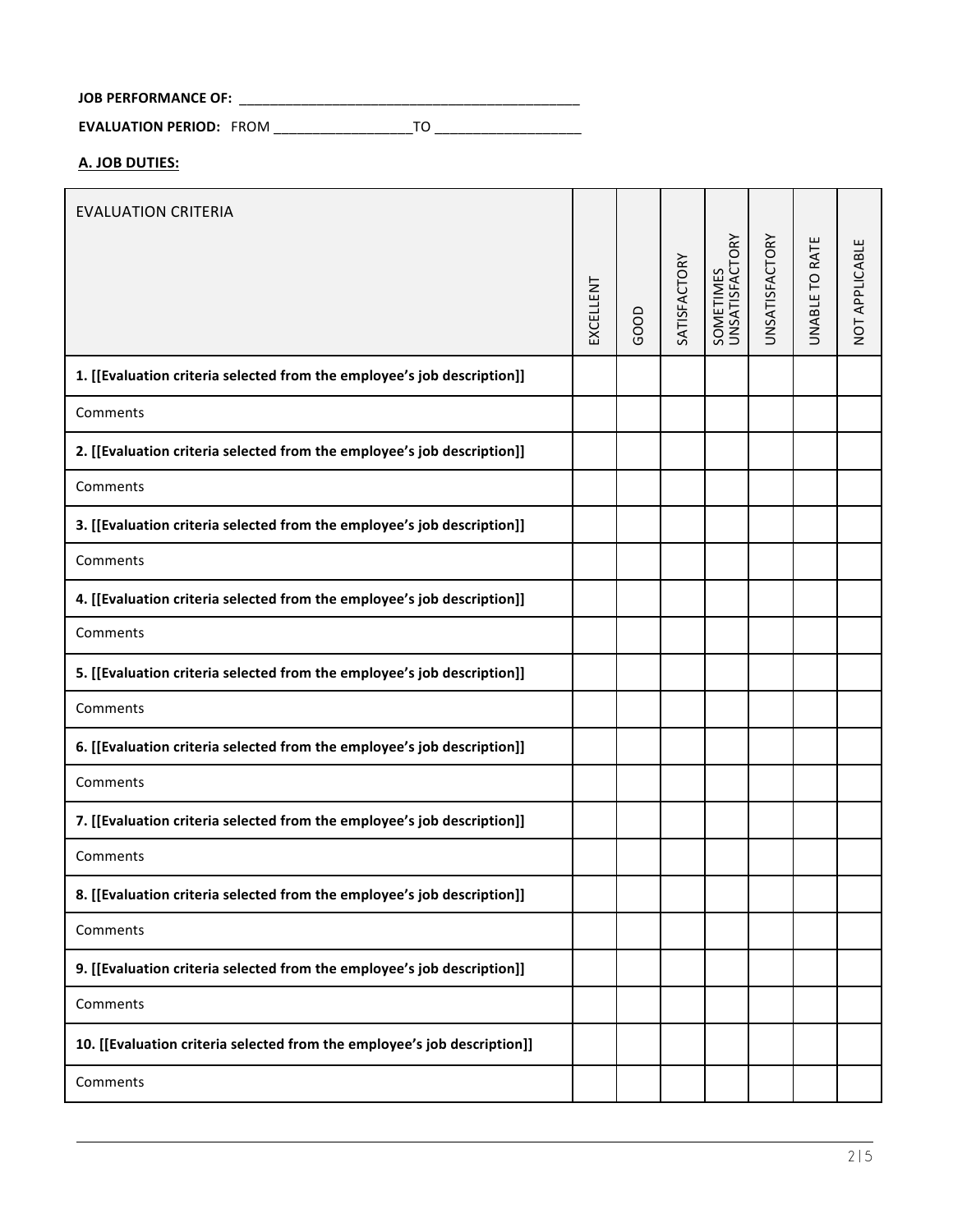**JOB PERFORMANCE OF:** _______________________________________________

**EVALUATION PERIOD:** FROM __________________TO ___________________

**A. JOB DUTIES:**

| EVALUATION CRITERIA | EXCELLENT | GOOD | SATISFACTORY | SOMETIMES UNSATISFACTORY | UNSATISFACTORY | UNABLE TO RATE | NOT APPLICABLE |
|---|---|---|---|---|---|---|---|
| **1. [[Evaluation criteria selected from the employee's job description]]** | | | | | | | |
| Comments | | | | | | | |
| **2. [[Evaluation criteria selected from the employee's job description]]** | | | | | | | |
| Comments | | | | | | | |
| **3. [[Evaluation criteria selected from the employee's job description]]** | | | | | | | |
| Comments | | | | | | | |
| **4. [[Evaluation criteria selected from the employee's job description]]** | | | | | | | |
| Comments | | | | | | | |
| **5. [[Evaluation criteria selected from the employee's job description]]** | | | | | | | |
| Comments | | | | | | | |
| **6. [[Evaluation criteria selected from the employee's job description]]** | | | | | | | |
| Comments | | | | | | | |
| **7. [[Evaluation criteria selected from the employee's job description]]** | | | | | | | |
| Comments | | | | | | | |
| **8. [[Evaluation criteria selected from the employee's job description]]** | | | | | | | |
| Comments | | | | | | | |
| **9. [[Evaluation criteria selected from the employee's job description]]** | | | | | | | |
| Comments | | | | | | | |
| **10. [[Evaluation criteria selected from the employee's job description]]** | | | | | | | |
| Comments | | | | | | | |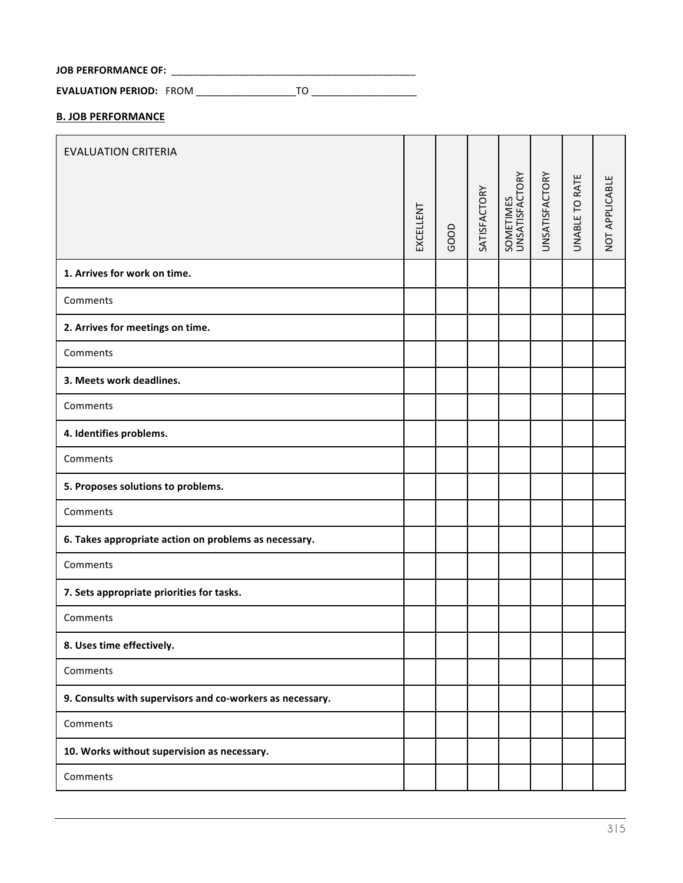**JOB PERFORMANCE OF:** ______________________________________________

**EVALUATION PERIOD:** FROM __________________TO ___________________

**B. JOB PERFORMANCE**

| EVALUATION CRITERIA | EXCELLENT | GOOD | SATISFACTORY | SOMETIMES UNSATISFACTORY | UNSATISFACTORY | UNABLE TO RATE | NOT APPLICABLE |
|---|---|---|---|---|---|---|---|
| **1. Arrives for work on time.** | | | | | | | |
| Comments | | | | | | | |
| **2. Arrives for meetings on time.** | | | | | | | |
| Comments | | | | | | | |
| **3. Meets work deadlines.** | | | | | | | |
| Comments | | | | | | | |
| **4. Identifies problems.** | | | | | | | |
| Comments | | | | | | | |
| **5. Proposes solutions to problems.** | | | | | | | |
| Comments | | | | | | | |
| **6. Takes appropriate action on problems as necessary.** | | | | | | | |
| Comments | | | | | | | |
| **7. Sets appropriate priorities for tasks.** | | | | | | | |
| Comments | | | | | | | |
| **8. Uses time effectively.** | | | | | | | |
| Comments | | | | | | | |
| **9. Consults with supervisors and co-workers as necessary.** | | | | | | | |
| Comments | | | | | | | |
| **10. Works without supervision as necessary.** | | | | | | | |
| Comments | | | | | | | |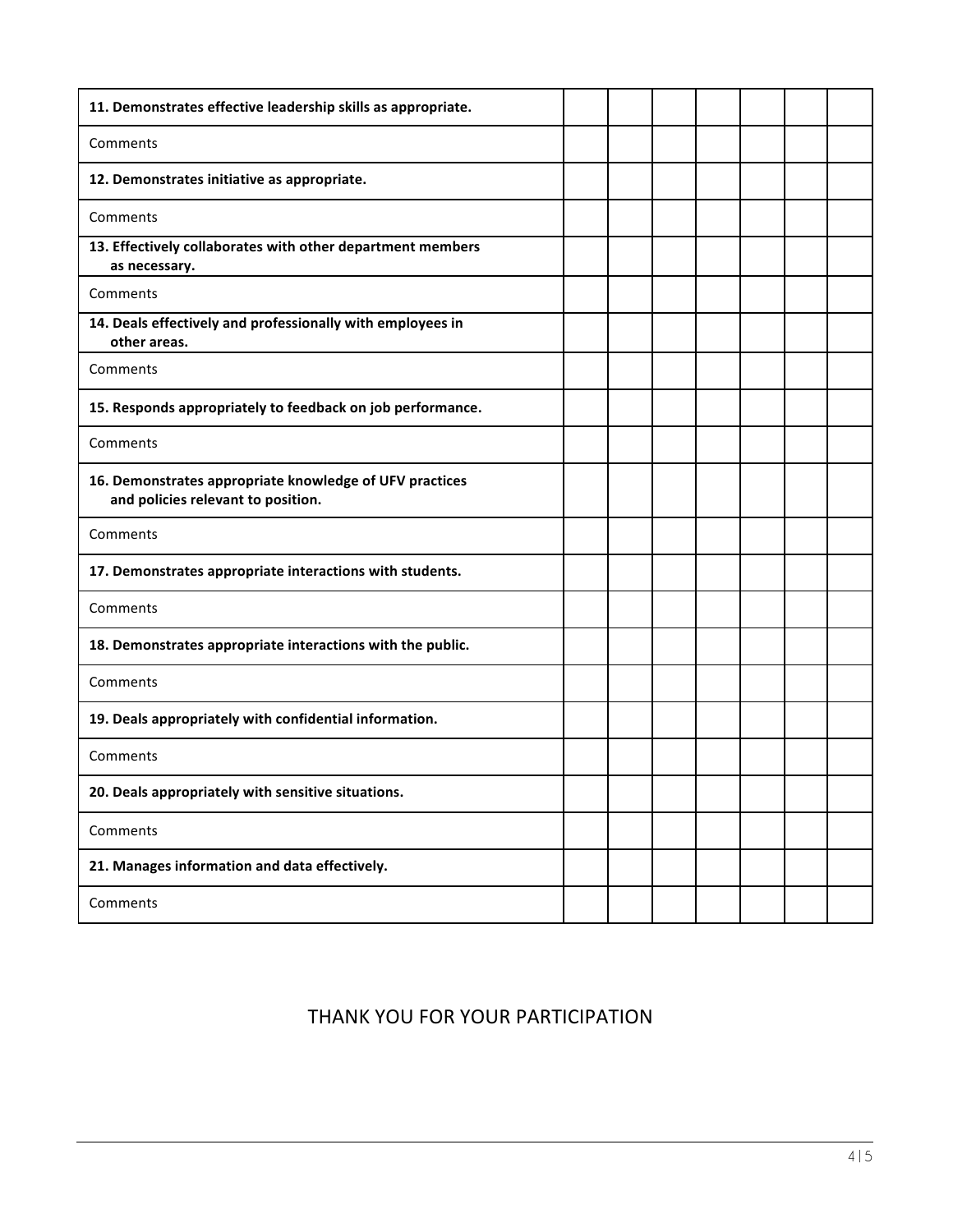| | | | | | | | |
|---|---|---|---|---|---|---|---|
| **11. Demonstrates effective leadership skills as appropriate.** | | | | | | | |
| Comments | | | | | | | |
| **12. Demonstrates initiative as appropriate.** | | | | | | | |
| Comments | | | | | | | |
| **13. Effectively collaborates with other department members as necessary.** | | | | | | | |
| Comments | | | | | | | |
| **14. Deals effectively and professionally with employees in other areas.** | | | | | | | |
| Comments | | | | | | | |
| **15. Responds appropriately to feedback on job performance.** | | | | | | | |
| Comments | | | | | | | |
| **16. Demonstrates appropriate knowledge of UFV practices and policies relevant to position.** | | | | | | | |
| Comments | | | | | | | |
| **17. Demonstrates appropriate interactions with students.** | | | | | | | |
| Comments | | | | | | | |
| **18. Demonstrates appropriate interactions with the public.** | | | | | | | |
| Comments | | | | | | | |
| **19. Deals appropriately with confidential information.** | | | | | | | |
| Comments | | | | | | | |
| **20. Deals appropriately with sensitive situations.** | | | | | | | |
| Comments | | | | | | | |
| **21. Manages information and data effectively.** | | | | | | | |
| Comments | | | | | | | |

THANK YOU FOR YOUR PARTICIPATION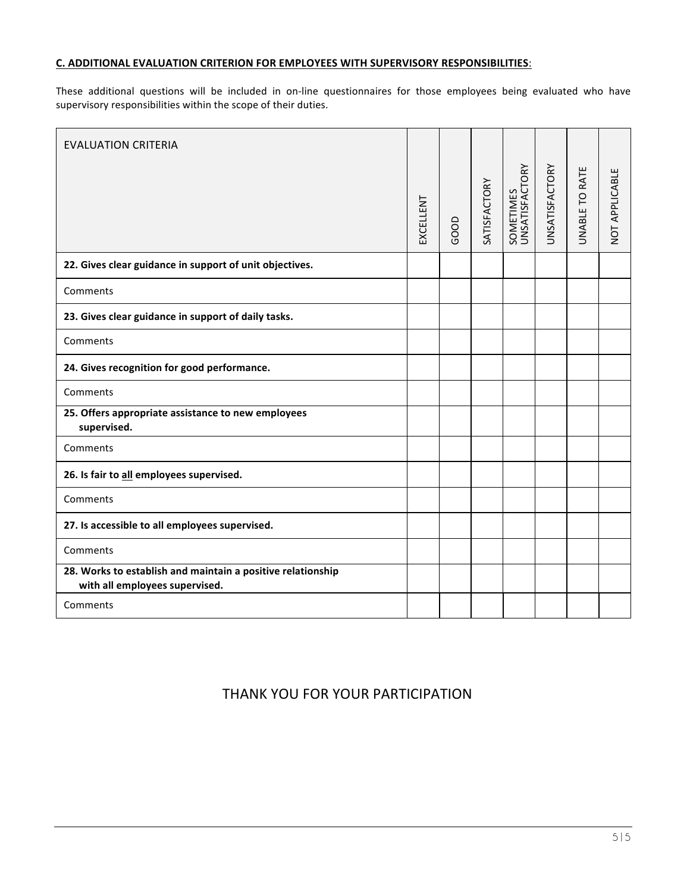**C. ADDITIONAL EVALUATION CRITERION FOR EMPLOYEES WITH SUPERVISORY RESPONSIBILITIES**:

These additional questions will be included in on-line questionnaires for those employees being evaluated who have supervisory responsibilities within the scope of their duties.

| EVALUATION CRITERIA | EXCELLENT | GOOD | SATISFACTORY | SOMETIMES UNSATISFACTORY | UNSATISFACTORY | UNABLE TO RATE | NOT APPLICABLE |
|---|---|---|---|---|---|---|---|
| **22. Gives clear guidance in support of unit objectives.** | | | | | | | |
| Comments | | | | | | | |
| **23. Gives clear guidance in support of daily tasks.** | | | | | | | |
| Comments | | | | | | | |
| **24. Gives recognition for good performance.** | | | | | | | |
| Comments | | | | | | | |
| **25. Offers appropriate assistance to new employees supervised.** | | | | | | | |
| Comments | | | | | | | |
| **26. Is fair to <u>all</u> employees supervised.** | | | | | | | |
| Comments | | | | | | | |
| **27. Is accessible to all employees supervised.** | | | | | | | |
| Comments | | | | | | | |
| **28. Works to establish and maintain a positive relationship with all employees supervised.** | | | | | | | |
| Comments | | | | | | | |

## THANK YOU FOR YOUR PARTICIPATION